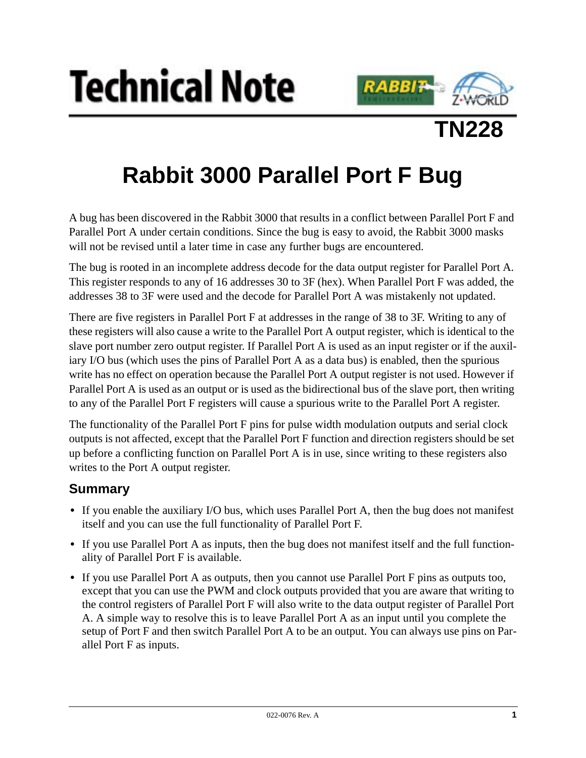# Technical Note

## TN228

# Rabbit 3000 Parallel Port F Bug

A bug has been discovered in the Rabbit 3000 that results in a conflict between Parallel Port F and Parallel Port A under certain conditions. Since the bug is easy to avoid, the Rabbit 3000 masks will not be revised until a later time in case any further bugs are encountered.

The bug is rooted in an incomplete address decode for the data output register for Parallel Port A. This register responds to any of 16 addresses 30 to 3F (hex). When Parallel Port F was added, the addresses 38 to 3F were used and the decode for Parallel Port A was mistakenly not updated.

There are five registers in Parallel Port F at addresses in the range of 38 to 3F. Writing to any of these registers will also cause a write to the Parallel Port A output register, which is identical to the slave port number zero output register. If Parallel Port A is used as an input register or if the auxiliary I/O bus (which uses the pins of Parallel Port A as a data bus) is enabled, then the spurious write has no effect on operation because the Parallel Port A output register is not used. However if Parallel Port A is used as an output or is used as the bidirectional bus of the slave port, then writing to any of the Parallel Port F registers will cause a spurious write to the Parallel Port A register.

The functionality of the Parallel Port F pins for pulse width modulation outputs and serial clock outputs is not affected, except that the Parallel Port F function and direction registers should be set up before a conflicting function on Parallel Port A is in use, since writing to these registers also writes to the Port A output register.

## Summary

- If you enable the auxiliary I/O bus, which uses Parallel Port A, then the bug does not manifest itself and you can use the full functionality of Parallel Port F.
- If you use Parallel Port A as inputs, then the bug does not manifest itself and the full functionality of Parallel Port F is available.
- If you use Parallel Port A as outputs, then you cannot use Parallel Port F pins as outputs too, except that you can use the PWM and clock outputs provided that you are aware that writing to the control registers of Parallel Port F will also write to the data output register of Parallel Port A. A simple way to resolve this is to leave Parallel Port A as an input until you complete the setup of Port F and then switch Parallel Port A to be an output. You can always use pins on Parallel Port F as inputs.

022-0076 Rev. A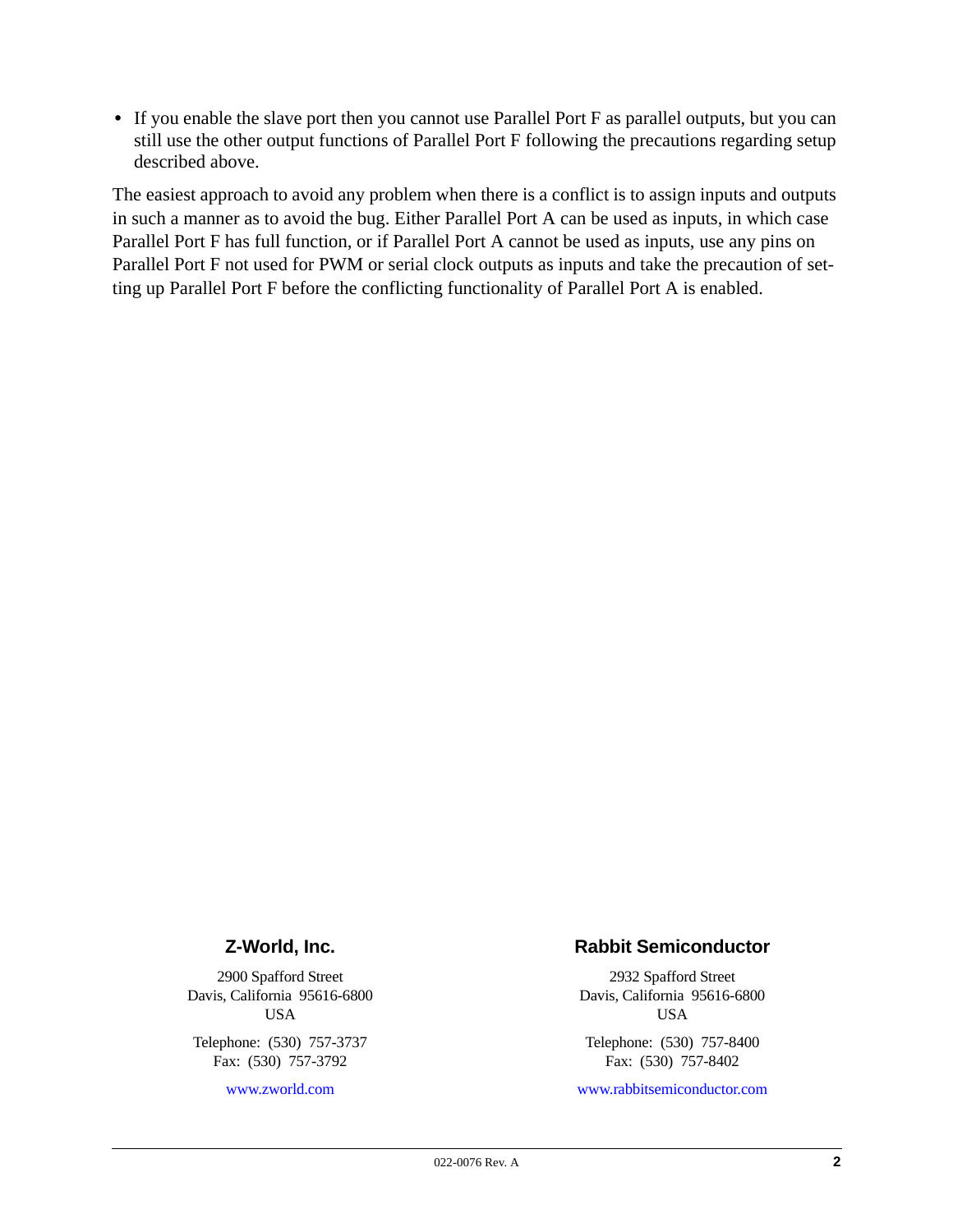- If you enable the slave port then you cannot use Parallel Port F as parallel outputs, but you can still use the other output functions of Parallel Port F following the precautions regarding setup described above.

The easiest approach to avoid any problem when there is a conflict is to assign inputs and outputs in such a manner as to avoid the bug. Either Parallel Port A can be used as inputs, in which case Parallel Port F has full function, or if Parallel Port A cannot be used as inputs, use any pins on Parallel Port F not used for PWM or serial clock outputs as inputs and take the precaution of setting up Parallel Port F before the conflicting functionality of Parallel Port A is enabled.

**Z-World, Inc.**

2900 Spafford Street
Davis, California 95616-6800
USA

Telephone: (530) 757-3737
Fax: (530) 757-3792

www.zworld.com

**Rabbit Semiconductor**

2932 Spafford Street
Davis, California 95616-6800
USA

Telephone: (530) 757-8400
Fax: (530) 757-8402

www.rabbitsemiconductor.com

022-0076 Rev. A